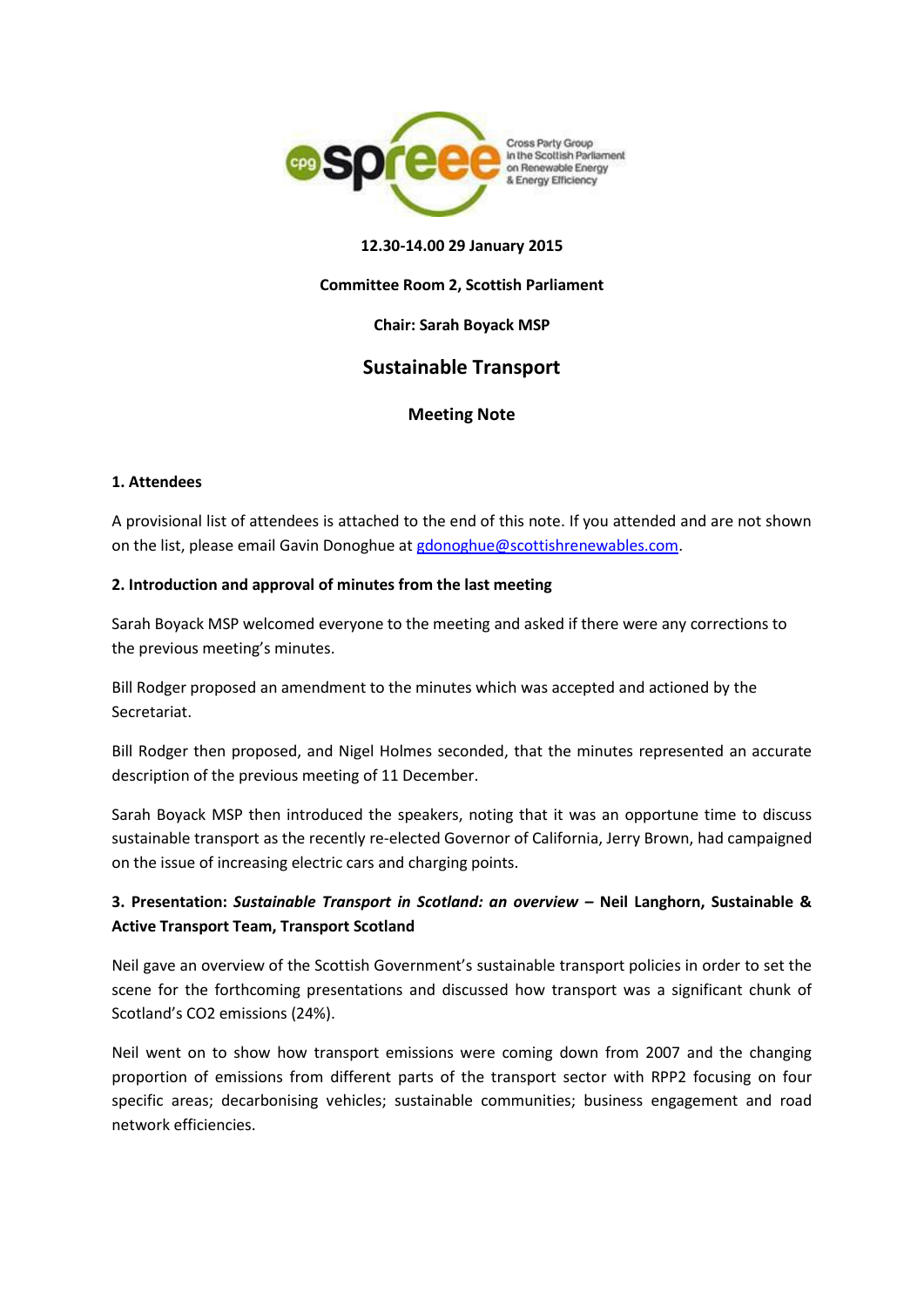**12.30-14.00 29 January 2015**

**Committee Room 2, Scottish Parliament**

**Chair: Sarah Boyack MSP**

# Sustainable Transport

## Meeting Note

### 1. Attendees

A provisional list of attendees is attached to the end of this note. If you attended and are not shown on the list, please email Gavin Donoghue at gdonoghue@scottishrenewables.com.

### 2. Introduction and approval of minutes from the last meeting

Sarah Boyack MSP welcomed everyone to the meeting and asked if there were any corrections to the previous meeting's minutes.

Bill Rodger proposed an amendment to the minutes which was accepted and actioned by the Secretariat.

Bill Rodger then proposed, and Nigel Holmes seconded, that the minutes represented an accurate description of the previous meeting of 11 December.

Sarah Boyack MSP then introduced the speakers, noting that it was an opportune time to discuss sustainable transport as the recently re-elected Governor of California, Jerry Brown, had campaigned on the issue of increasing electric cars and charging points.

### 3. Presentation: *Sustainable Transport in Scotland: an overview* – Neil Langhorn, Sustainable & Active Transport Team, Transport Scotland

Neil gave an overview of the Scottish Government's sustainable transport policies in order to set the scene for the forthcoming presentations and discussed how transport was a significant chunk of Scotland's $CO_2$ emissions (24%).

Neil went on to show how transport emissions were coming down from 2007 and the changing proportion of emissions from different parts of the transport sector with RPP2 focusing on four specific areas; decarbonising vehicles; sustainable communities; business engagement and road network efficiencies.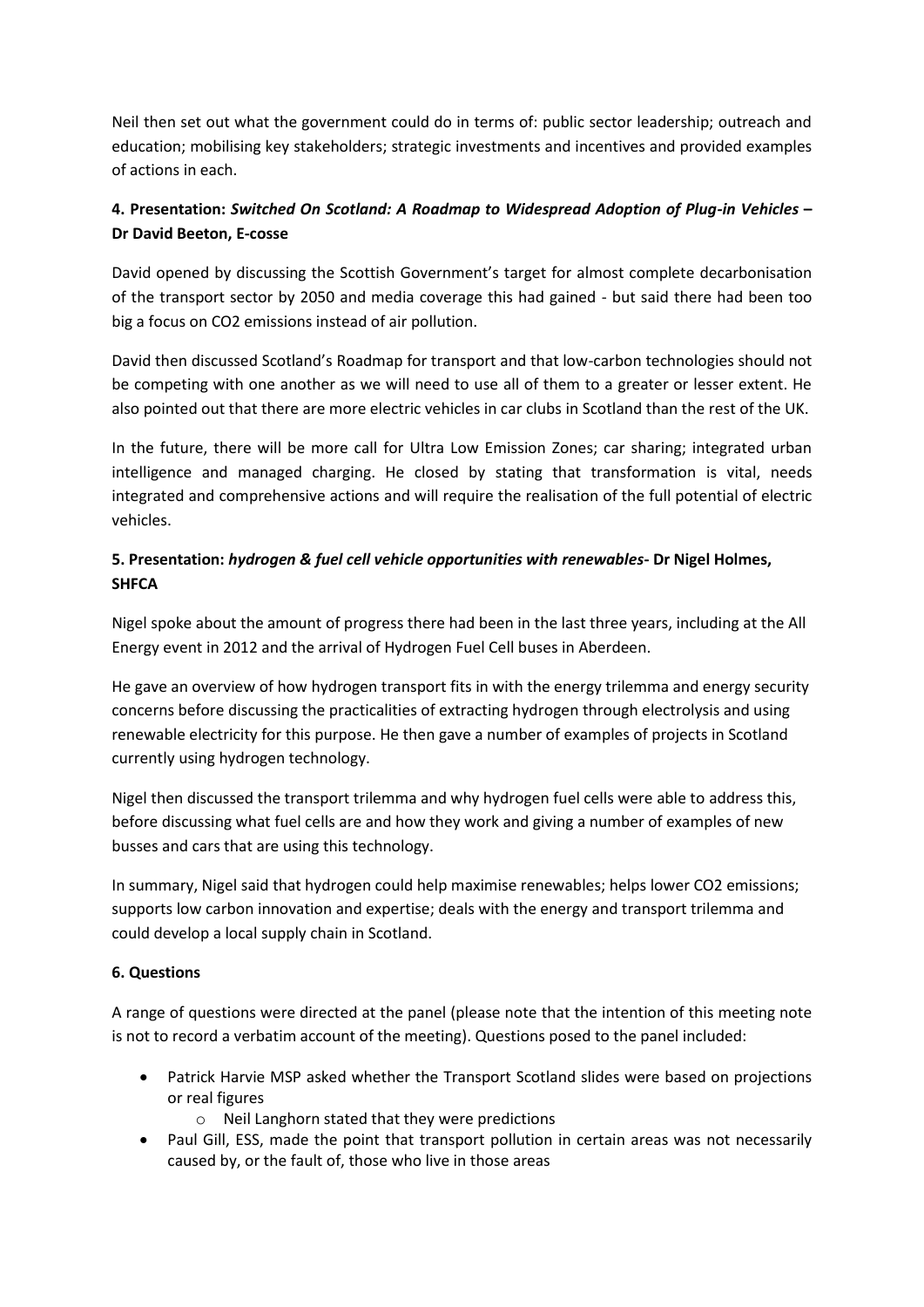Neil then set out what the government could do in terms of: public sector leadership; outreach and education; mobilising key stakeholders; strategic investments and incentives and provided examples of actions in each.

### 4. Presentation: *Switched On Scotland: A Roadmap to Widespread Adoption of Plug-in Vehicles* – Dr David Beeton, E-cosse

David opened by discussing the Scottish Government's target for almost complete decarbonisation of the transport sector by 2050 and media coverage this had gained - but said there had been too big a focus on $CO_2$ emissions instead of air pollution.

David then discussed Scotland's Roadmap for transport and that low-carbon technologies should not be competing with one another as we will need to use all of them to a greater or lesser extent. He also pointed out that there are more electric vehicles in car clubs in Scotland than the rest of the UK.

In the future, there will be more call for Ultra Low Emission Zones; car sharing; integrated urban intelligence and managed charging. He closed by stating that transformation is vital, needs integrated and comprehensive actions and will require the realisation of the full potential of electric vehicles.

### 5. Presentation: *hydrogen & fuel cell vehicle opportunities with renewables*- Dr Nigel Holmes, SHFCA

Nigel spoke about the amount of progress there had been in the last three years, including at the All Energy event in 2012 and the arrival of Hydrogen Fuel Cell buses in Aberdeen.

He gave an overview of how hydrogen transport fits in with the energy trilemma and energy security concerns before discussing the practicalities of extracting hydrogen through electrolysis and using renewable electricity for this purpose. He then gave a number of examples of projects in Scotland currently using hydrogen technology.

Nigel then discussed the transport trilemma and why hydrogen fuel cells were able to address this, before discussing what fuel cells are and how they work and giving a number of examples of new busses and cars that are using this technology.

In summary, Nigel said that hydrogen could help maximise renewables; helps lower $CO_2$ emissions; supports low carbon innovation and expertise; deals with the energy and transport trilemma and could develop a local supply chain in Scotland.

### 6. Questions

A range of questions were directed at the panel (please note that the intention of this meeting note is not to record a verbatim account of the meeting). Questions posed to the panel included:

- Patrick Harvie MSP asked whether the Transport Scotland slides were based on projections or real figures
    - Neil Langhorn stated that they were predictions
- Paul Gill, ESS, made the point that transport pollution in certain areas was not necessarily caused by, or the fault of, those who live in those areas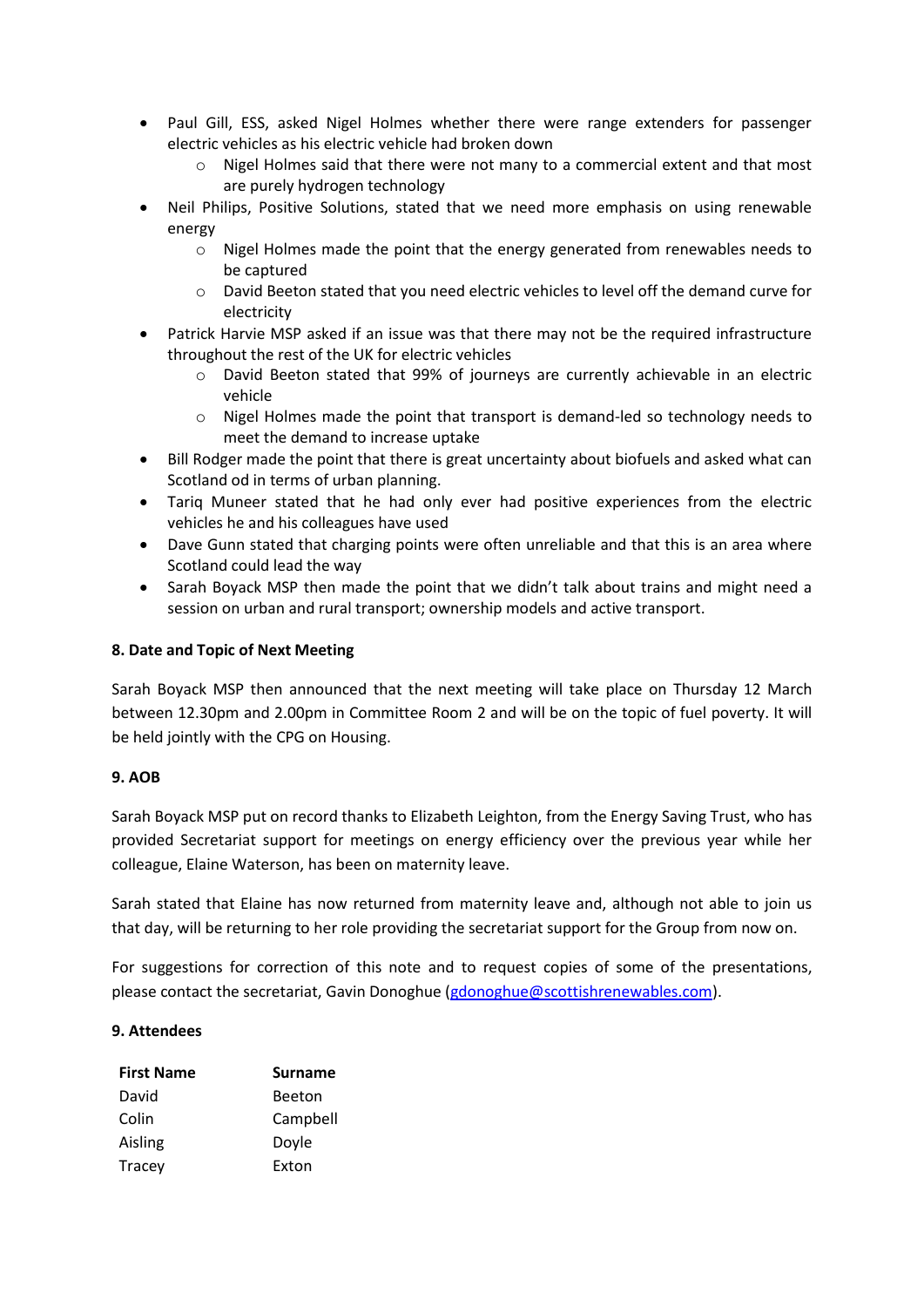- Paul Gill, ESS, asked Nigel Holmes whether there were range extenders for passenger electric vehicles as his electric vehicle had broken down
    - Nigel Holmes said that there were not many to a commercial extent and that most are purely hydrogen technology
- Neil Philips, Positive Solutions, stated that we need more emphasis on using renewable energy
    - Nigel Holmes made the point that the energy generated from renewables needs to be captured
    - David Beeton stated that you need electric vehicles to level off the demand curve for electricity
- Patrick Harvie MSP asked if an issue was that there may not be the required infrastructure throughout the rest of the UK for electric vehicles
    - David Beeton stated that 99% of journeys are currently achievable in an electric vehicle
    - Nigel Holmes made the point that transport is demand-led so technology needs to meet the demand to increase uptake
- Bill Rodger made the point that there is great uncertainty about biofuels and asked what can Scotland od in terms of urban planning.
- Tariq Muneer stated that he had only ever had positive experiences from the electric vehicles he and his colleagues have used
- Dave Gunn stated that charging points were often unreliable and that this is an area where Scotland could lead the way
- Sarah Boyack MSP then made the point that we didn't talk about trains and might need a session on urban and rural transport; ownership models and active transport.

**8. Date and Topic of Next Meeting**

Sarah Boyack MSP then announced that the next meeting will take place on Thursday 12 March between 12.30pm and 2.00pm in Committee Room 2 and will be on the topic of fuel poverty. It will be held jointly with the CPG on Housing.

**9. AOB**

Sarah Boyack MSP put on record thanks to Elizabeth Leighton, from the Energy Saving Trust, who has provided Secretariat support for meetings on energy efficiency over the previous year while her colleague, Elaine Waterson, has been on maternity leave.

Sarah stated that Elaine has now returned from maternity leave and, although not able to join us that day, will be returning to her role providing the secretariat support for the Group from now on.

For suggestions for correction of this note and to request copies of some of the presentations, please contact the secretariat, Gavin Donoghue (gdonoghue@scottishrenewables.com).

**9. Attendees**

| First Name | Surname |
|---|---|
| David | Beeton |
| Colin | Campbell |
| Aisling | Doyle |
| Tracey | Exton |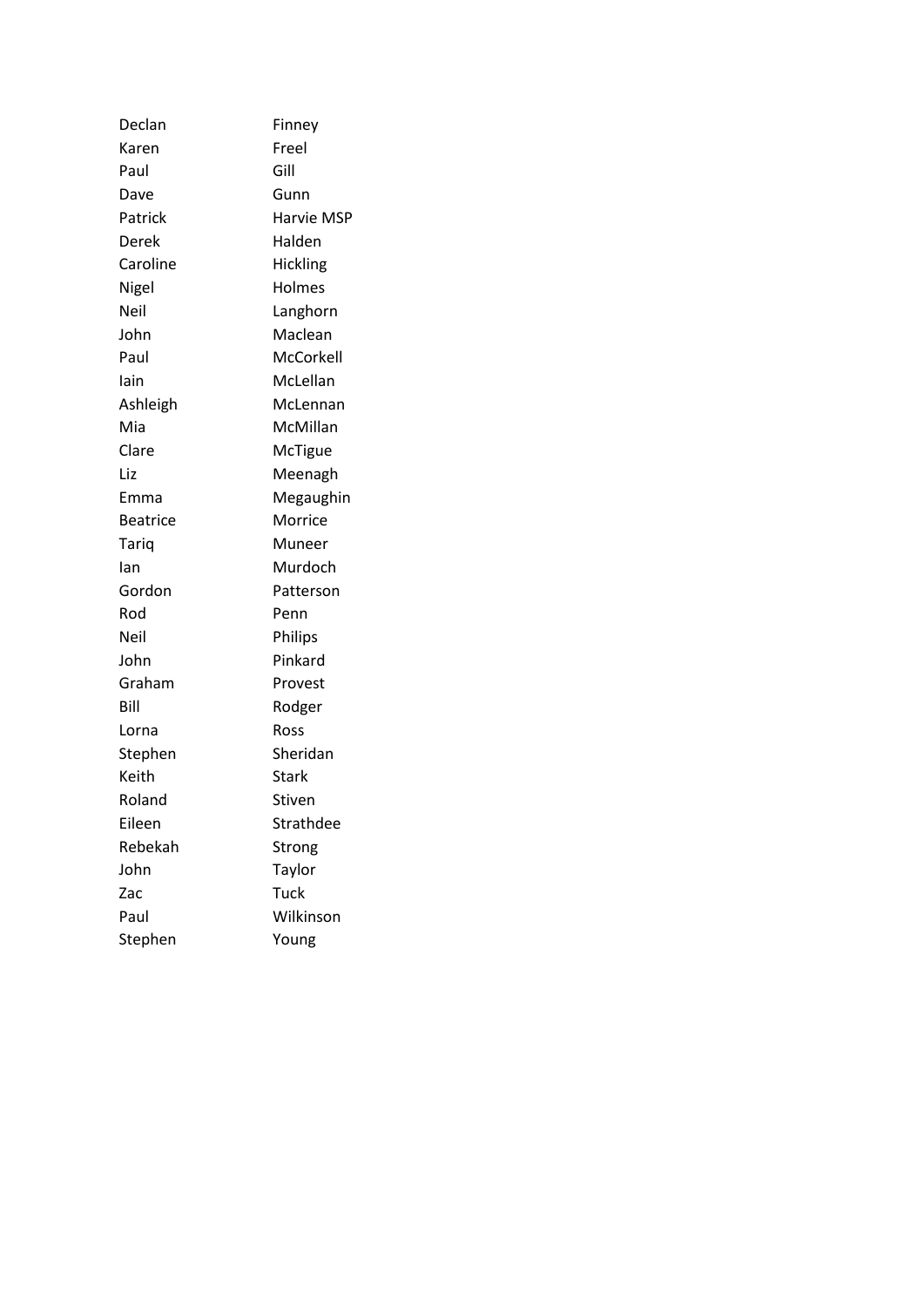| | |
|---|---|
| Declan | Finney |
| Karen | Freel |
| Paul | Gill |
| Dave | Gunn |
| Patrick | Harvie MSP |
| Derek | Halden |
| Caroline | Hickling |
| Nigel | Holmes |
| Neil | Langhorn |
| John | Maclean |
| Paul | McCorkell |
| Iain | McLellan |
| Ashleigh | McLennan |
| Mia | McMillan |
| Clare | McTigue |
| Liz | Meenagh |
| Emma | Megaughin |
| Beatrice | Morrice |
| Tariq | Muneer |
| Ian | Murdoch |
| Gordon | Patterson |
| Rod | Penn |
| Neil | Philips |
| John | Pinkard |
| Graham | Provest |
| Bill | Rodger |
| Lorna | Ross |
| Stephen | Sheridan |
| Keith | Stark |
| Roland | Stiven |
| Eileen | Strathdee |
| Rebekah | Strong |
| John | Taylor |
| Zac | Tuck |
| Paul | Wilkinson |
| Stephen | Young |